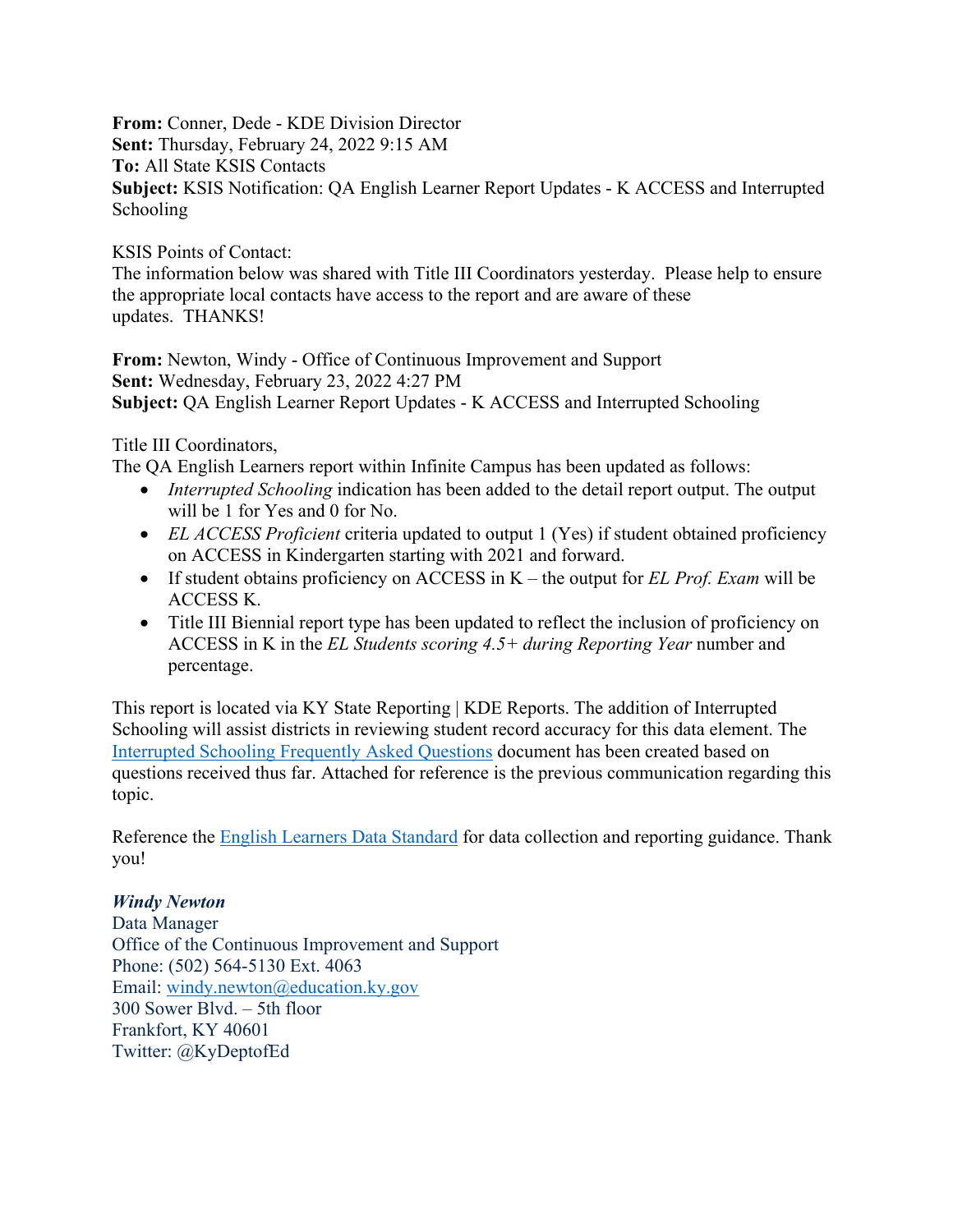**From:** Conner, Dede - KDE Division Director
**Sent:** Thursday, February 24, 2022 9:15 AM
**To:** All State KSIS Contacts
**Subject:** KSIS Notification: QA English Learner Report Updates - K ACCESS and Interrupted Schooling

KSIS Points of Contact:
The information below was shared with Title III Coordinators yesterday. Please help to ensure the appropriate local contacts have access to the report and are aware of these updates. THANKS!

**From:** Newton, Windy - Office of Continuous Improvement and Support
**Sent:** Wednesday, February 23, 2022 4:27 PM
**Subject:** QA English Learner Report Updates - K ACCESS and Interrupted Schooling

Title III Coordinators,
The QA English Learners report within Infinite Campus has been updated as follows:

- *Interrupted Schooling* indication has been added to the detail report output. The output will be 1 for Yes and 0 for No.
- *EL ACCESS Proficient* criteria updated to output 1 (Yes) if student obtained proficiency on ACCESS in Kindergarten starting with 2021 and forward.
- If student obtains proficiency on ACCESS in K – the output for *EL Prof. Exam* will be ACCESS K.
- Title III Biennial report type has been updated to reflect the inclusion of proficiency on ACCESS in K in the *EL Students scoring 4.5+ during Reporting Year* number and percentage.

This report is located via KY State Reporting | KDE Reports. The addition of Interrupted Schooling will assist districts in reviewing student record accuracy for this data element. The Interrupted Schooling Frequently Asked Questions document has been created based on questions received thus far. Attached for reference is the previous communication regarding this topic.

Reference the English Learners Data Standard for data collection and reporting guidance. Thank you!

***Windy Newton***
Data Manager
Office of the Continuous Improvement and Support
Phone: (502) 564-5130 Ext. 4063
Email: windy.newton@education.ky.gov
300 Sower Blvd. – 5th floor
Frankfort, KY 40601
Twitter: @KyDeptofEd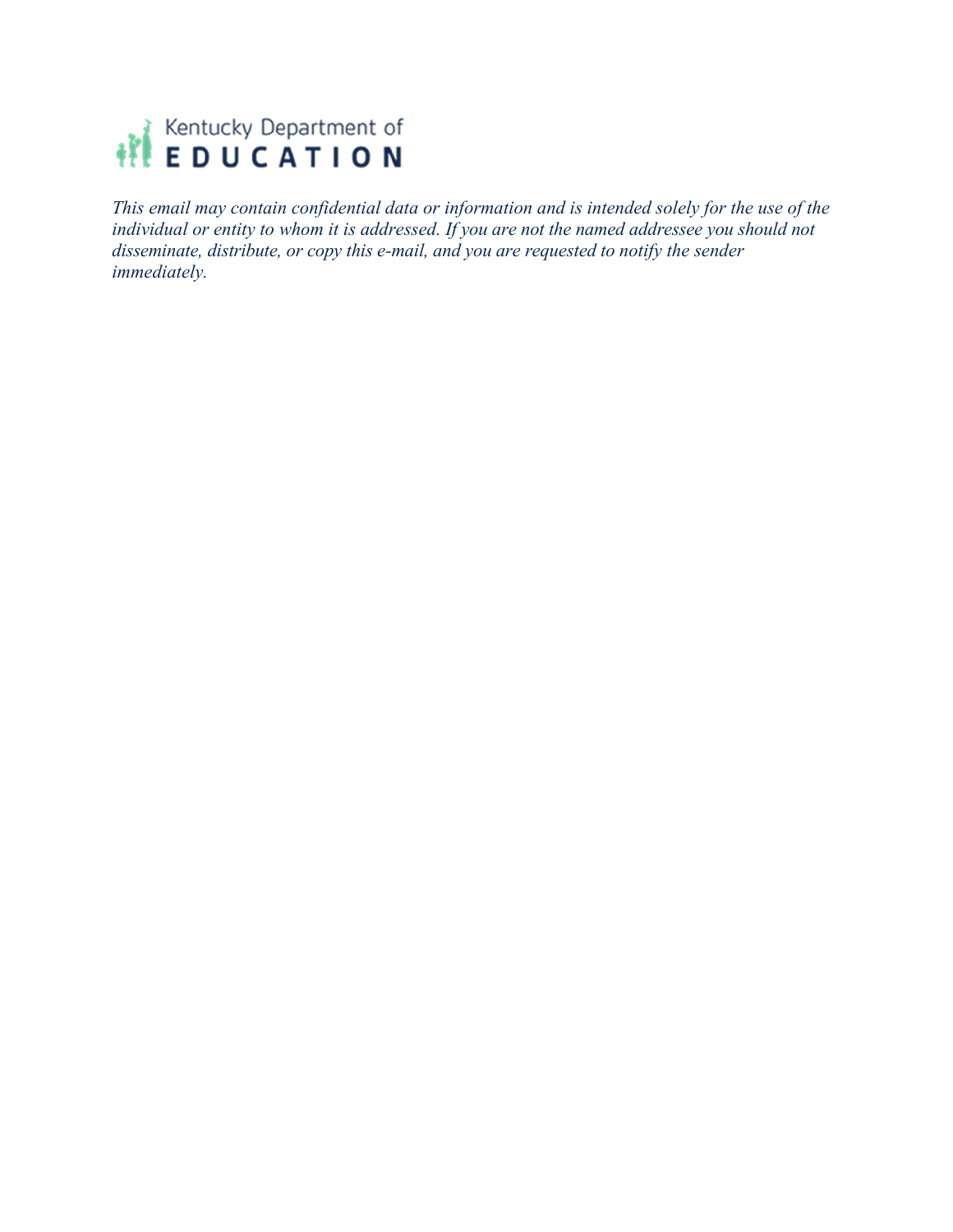Kentucky Department of
**EDUCATION**

*This email may contain confidential data or information and is intended solely for the use of the individual or entity to whom it is addressed. If you are not the named addressee you should not disseminate, distribute, or copy this e-mail, and you are requested to notify the sender immediately.*